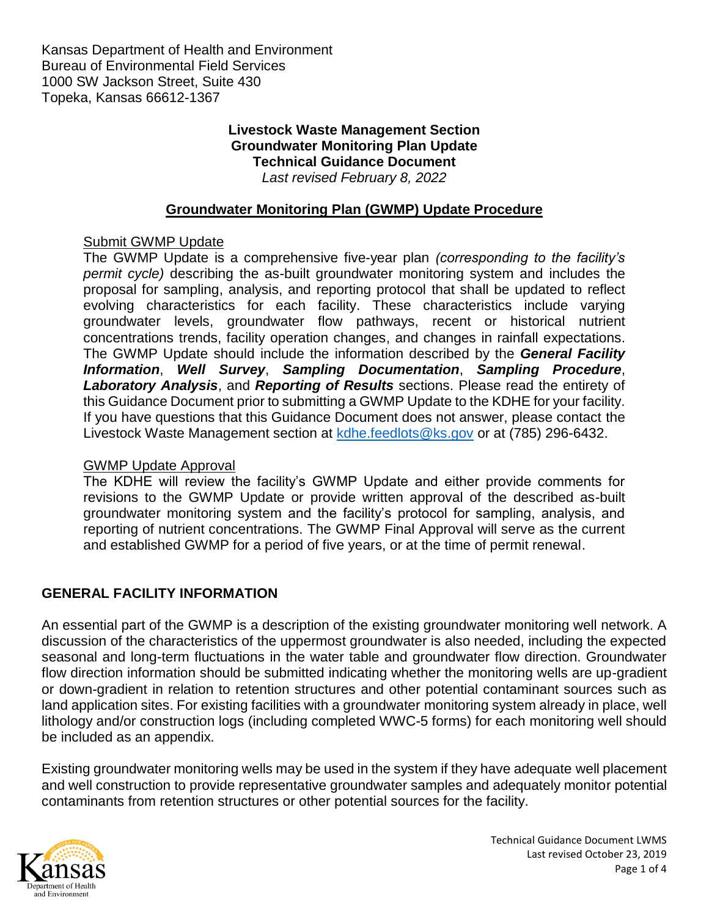Kansas Department of Health and Environment
Bureau of Environmental Field Services
1000 SW Jackson Street, Suite 430
Topeka, Kansas 66612-1367

**Livestock Waste Management Section**
**Groundwater Monitoring Plan Update**
**Technical Guidance Document**
*Last revised February 8, 2022*

## Groundwater Monitoring Plan (GWMP) Update Procedure

### Submit GWMP Update

The GWMP Update is a comprehensive five-year plan *(corresponding to the facility's permit cycle)* describing the as-built groundwater monitoring system and includes the proposal for sampling, analysis, and reporting protocol that shall be updated to reflect evolving characteristics for each facility. These characteristics include varying groundwater levels, groundwater flow pathways, recent or historical nutrient concentrations trends, facility operation changes, and changes in rainfall expectations. The GWMP Update should include the information described by the ***General Facility Information***, ***Well Survey***, ***Sampling Documentation***, ***Sampling Procedure***, ***Laboratory Analysis***, and ***Reporting of Results*** sections. Please read the entirety of this Guidance Document prior to submitting a GWMP Update to the KDHE for your facility. If you have questions that this Guidance Document does not answer, please contact the Livestock Waste Management section at kdhe.feedlots@ks.gov or at (785) 296-6432.

### GWMP Update Approval

The KDHE will review the facility's GWMP Update and either provide comments for revisions to the GWMP Update or provide written approval of the described as-built groundwater monitoring system and the facility's protocol for sampling, analysis, and reporting of nutrient concentrations. The GWMP Final Approval will serve as the current and established GWMP for a period of five years, or at the time of permit renewal.

## GENERAL FACILITY INFORMATION

An essential part of the GWMP is a description of the existing groundwater monitoring well network. A discussion of the characteristics of the uppermost groundwater is also needed, including the expected seasonal and long-term fluctuations in the water table and groundwater flow direction. Groundwater flow direction information should be submitted indicating whether the monitoring wells are up-gradient or down-gradient in relation to retention structures and other potential contaminant sources such as land application sites. For existing facilities with a groundwater monitoring system already in place, well lithology and/or construction logs (including completed WWC-5 forms) for each monitoring well should be included as an appendix.

Existing groundwater monitoring wells may be used in the system if they have adequate well placement and well construction to provide representative groundwater samples and adequately monitor potential contaminants from retention structures or other potential sources for the facility.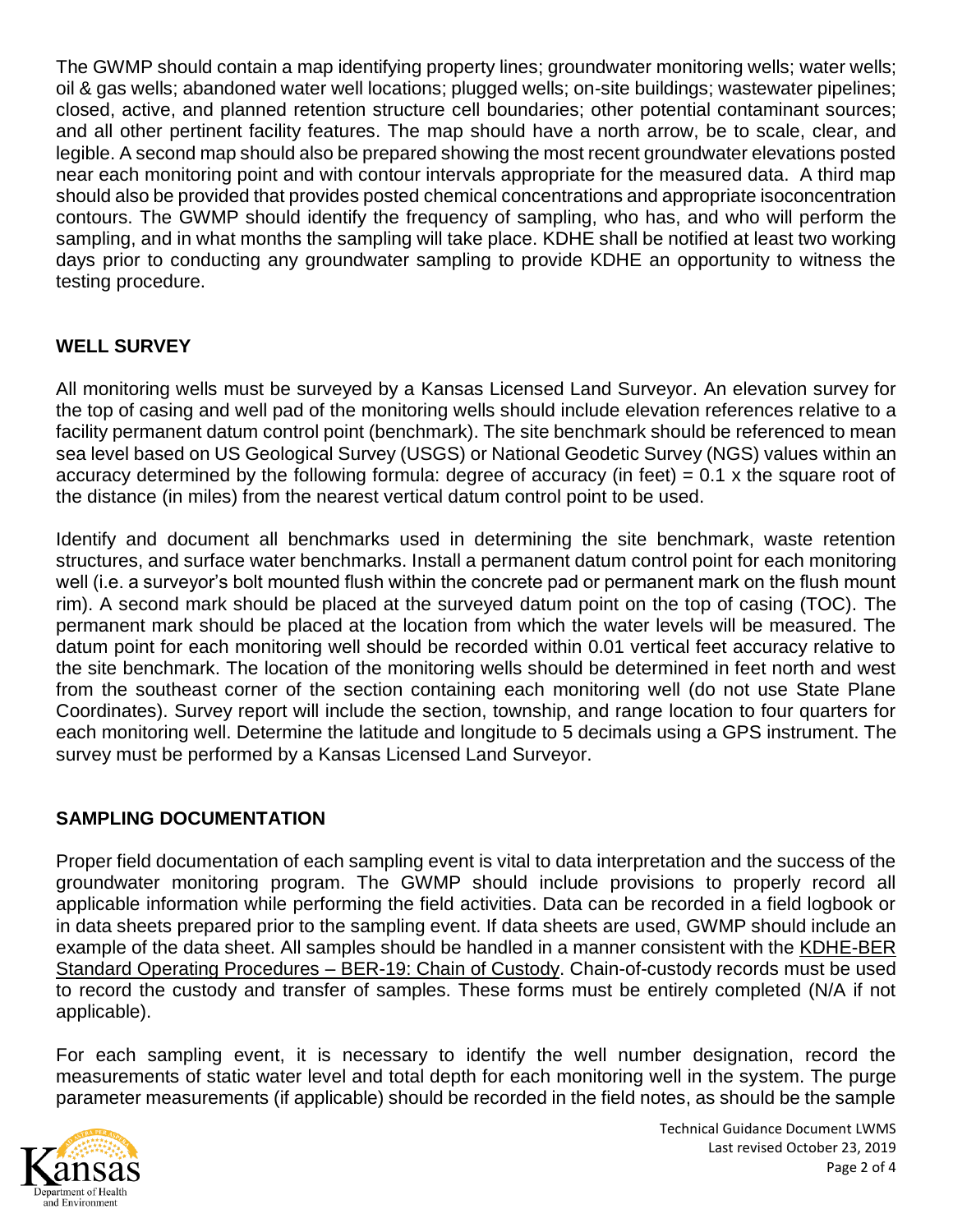The GWMP should contain a map identifying property lines; groundwater monitoring wells; water wells; oil & gas wells; abandoned water well locations; plugged wells; on-site buildings; wastewater pipelines; closed, active, and planned retention structure cell boundaries; other potential contaminant sources; and all other pertinent facility features. The map should have a north arrow, be to scale, clear, and legible. A second map should also be prepared showing the most recent groundwater elevations posted near each monitoring point and with contour intervals appropriate for the measured data. A third map should also be provided that provides posted chemical concentrations and appropriate isoconcentration contours. The GWMP should identify the frequency of sampling, who has, and who will perform the sampling, and in what months the sampling will take place. KDHE shall be notified at least two working days prior to conducting any groundwater sampling to provide KDHE an opportunity to witness the testing procedure.

## WELL SURVEY

All monitoring wells must be surveyed by a Kansas Licensed Land Surveyor. An elevation survey for the top of casing and well pad of the monitoring wells should include elevation references relative to a facility permanent datum control point (benchmark). The site benchmark should be referenced to mean sea level based on US Geological Survey (USGS) or National Geodetic Survey (NGS) values within an accuracy determined by the following formula: degree of accuracy (in feet) = 0.1 x the square root of the distance (in miles) from the nearest vertical datum control point to be used.

Identify and document all benchmarks used in determining the site benchmark, waste retention structures, and surface water benchmarks. Install a permanent datum control point for each monitoring well (i.e. a surveyor's bolt mounted flush within the concrete pad or permanent mark on the flush mount rim). A second mark should be placed at the surveyed datum point on the top of casing (TOC). The permanent mark should be placed at the location from which the water levels will be measured. The datum point for each monitoring well should be recorded within 0.01 vertical feet accuracy relative to the site benchmark. The location of the monitoring wells should be determined in feet north and west from the southeast corner of the section containing each monitoring well (do not use State Plane Coordinates). Survey report will include the section, township, and range location to four quarters for each monitoring well. Determine the latitude and longitude to 5 decimals using a GPS instrument. The survey must be performed by a Kansas Licensed Land Surveyor.

## SAMPLING DOCUMENTATION

Proper field documentation of each sampling event is vital to data interpretation and the success of the groundwater monitoring program. The GWMP should include provisions to properly record all applicable information while performing the field activities. Data can be recorded in a field logbook or in data sheets prepared prior to the sampling event. If data sheets are used, GWMP should include an example of the data sheet. All samples should be handled in a manner consistent with the KDHE-BER Standard Operating Procedures – BER-19: Chain of Custody. Chain-of-custody records must be used to record the custody and transfer of samples. These forms must be entirely completed (N/A if not applicable).

For each sampling event, it is necessary to identify the well number designation, record the measurements of static water level and total depth for each monitoring well in the system. The purge parameter measurements (if applicable) should be recorded in the field notes, as should be the sample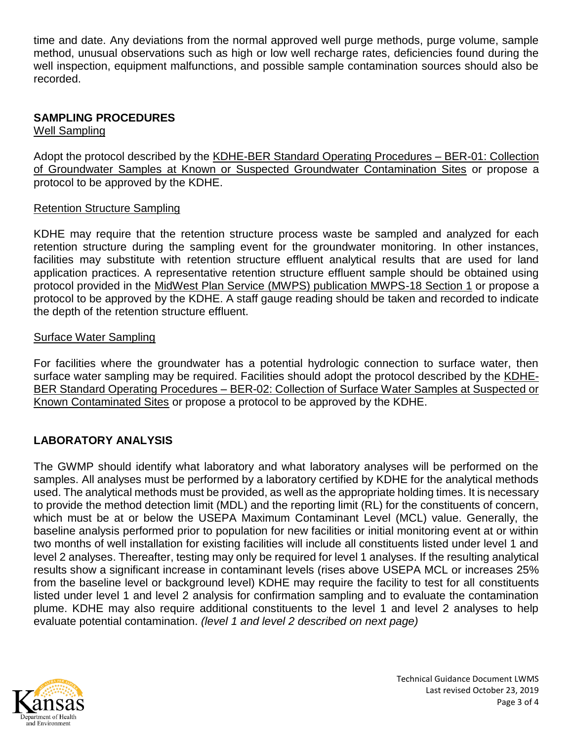time and date. Any deviations from the normal approved well purge methods, purge volume, sample method, unusual observations such as high or low well recharge rates, deficiencies found during the well inspection, equipment malfunctions, and possible sample contamination sources should also be recorded.

## SAMPLING PROCEDURES

Well Sampling

Adopt the protocol described by the KDHE-BER Standard Operating Procedures – BER-01: Collection of Groundwater Samples at Known or Suspected Groundwater Contamination Sites or propose a protocol to be approved by the KDHE.

Retention Structure Sampling

KDHE may require that the retention structure process waste be sampled and analyzed for each retention structure during the sampling event for the groundwater monitoring. In other instances, facilities may substitute with retention structure effluent analytical results that are used for land application practices. A representative retention structure effluent sample should be obtained using protocol provided in the MidWest Plan Service (MWPS) publication MWPS-18 Section 1 or propose a protocol to be approved by the KDHE. A staff gauge reading should be taken and recorded to indicate the depth of the retention structure effluent.

Surface Water Sampling

For facilities where the groundwater has a potential hydrologic connection to surface water, then surface water sampling may be required. Facilities should adopt the protocol described by the KDHE-BER Standard Operating Procedures – BER-02: Collection of Surface Water Samples at Suspected or Known Contaminated Sites or propose a protocol to be approved by the KDHE.

## LABORATORY ANALYSIS

The GWMP should identify what laboratory and what laboratory analyses will be performed on the samples. All analyses must be performed by a laboratory certified by KDHE for the analytical methods used. The analytical methods must be provided, as well as the appropriate holding times. It is necessary to provide the method detection limit (MDL) and the reporting limit (RL) for the constituents of concern, which must be at or below the USEPA Maximum Contaminant Level (MCL) value. Generally, the baseline analysis performed prior to population for new facilities or initial monitoring event at or within two months of well installation for existing facilities will include all constituents listed under level 1 and level 2 analyses. Thereafter, testing may only be required for level 1 analyses. If the resulting analytical results show a significant increase in contaminant levels (rises above USEPA MCL or increases 25% from the baseline level or background level) KDHE may require the facility to test for all constituents listed under level 1 and level 2 analysis for confirmation sampling and to evaluate the contamination plume. KDHE may also require additional constituents to the level 1 and level 2 analyses to help evaluate potential contamination. *(level 1 and level 2 described on next page)*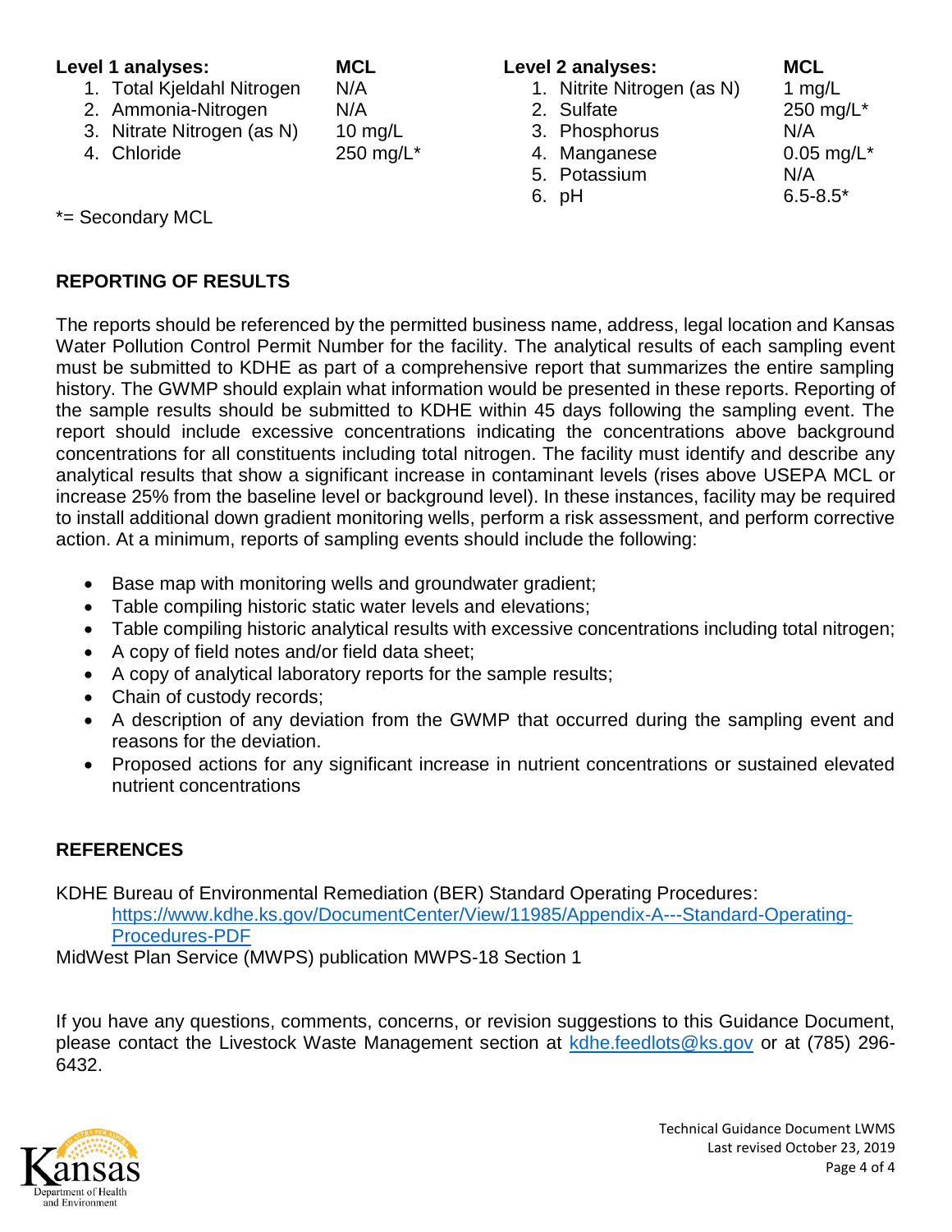**Level 1 analyses:** **MCL**

1. Total Kjeldahl Nitrogen N/A
2. Ammonia-Nitrogen N/A
3. Nitrate Nitrogen (as N) 10 mg/L
4. Chloride 250 mg/L*

**Level 2 analyses:** **MCL**

1. Nitrite Nitrogen (as N) 1 mg/L
2. Sulfate 250 mg/L*
3. Phosphorus N/A
4. Manganese 0.05 mg/L*
5. Potassium N/A
6. pH 6.5-8.5*

*= Secondary MCL

## REPORTING OF RESULTS

The reports should be referenced by the permitted business name, address, legal location and Kansas Water Pollution Control Permit Number for the facility. The analytical results of each sampling event must be submitted to KDHE as part of a comprehensive report that summarizes the entire sampling history. The GWMP should explain what information would be presented in these reports. Reporting of the sample results should be submitted to KDHE within 45 days following the sampling event. The report should include excessive concentrations indicating the concentrations above background concentrations for all constituents including total nitrogen. The facility must identify and describe any analytical results that show a significant increase in contaminant levels (rises above USEPA MCL or increase 25% from the baseline level or background level). In these instances, facility may be required to install additional down gradient monitoring wells, perform a risk assessment, and perform corrective action. At a minimum, reports of sampling events should include the following:

- Base map with monitoring wells and groundwater gradient;
- Table compiling historic static water levels and elevations;
- Table compiling historic analytical results with excessive concentrations including total nitrogen;
- A copy of field notes and/or field data sheet;
- A copy of analytical laboratory reports for the sample results;
- Chain of custody records;
- A description of any deviation from the GWMP that occurred during the sampling event and reasons for the deviation.
- Proposed actions for any significant increase in nutrient concentrations or sustained elevated nutrient concentrations

## REFERENCES

KDHE Bureau of Environmental Remediation (BER) Standard Operating Procedures:
https://www.kdhe.ks.gov/DocumentCenter/View/11985/Appendix-A---Standard-Operating-Procedures-PDF

MidWest Plan Service (MWPS) publication MWPS-18 Section 1

If you have any questions, comments, concerns, or revision suggestions to this Guidance Document, please contact the Livestock Waste Management section at kdhe.feedlots@ks.gov or at (785) 296-6432.

Technical Guidance Document LWMS
Last revised October 23, 2019